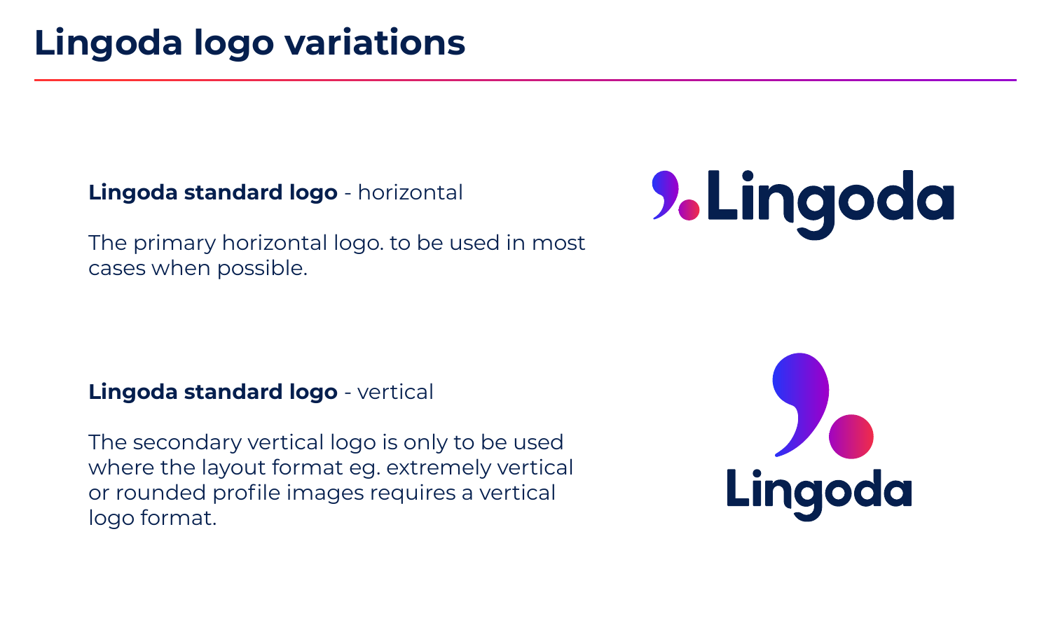# Lingoda logo variations

**Lingoda standard logo** - horizontal

The primary horizontal logo. to be used in most cases when possible.

**Lingoda standard logo** - vertical

The secondary vertical logo is only to be used where the layout format eg. extremely vertical or rounded profile images requires a vertical logo format.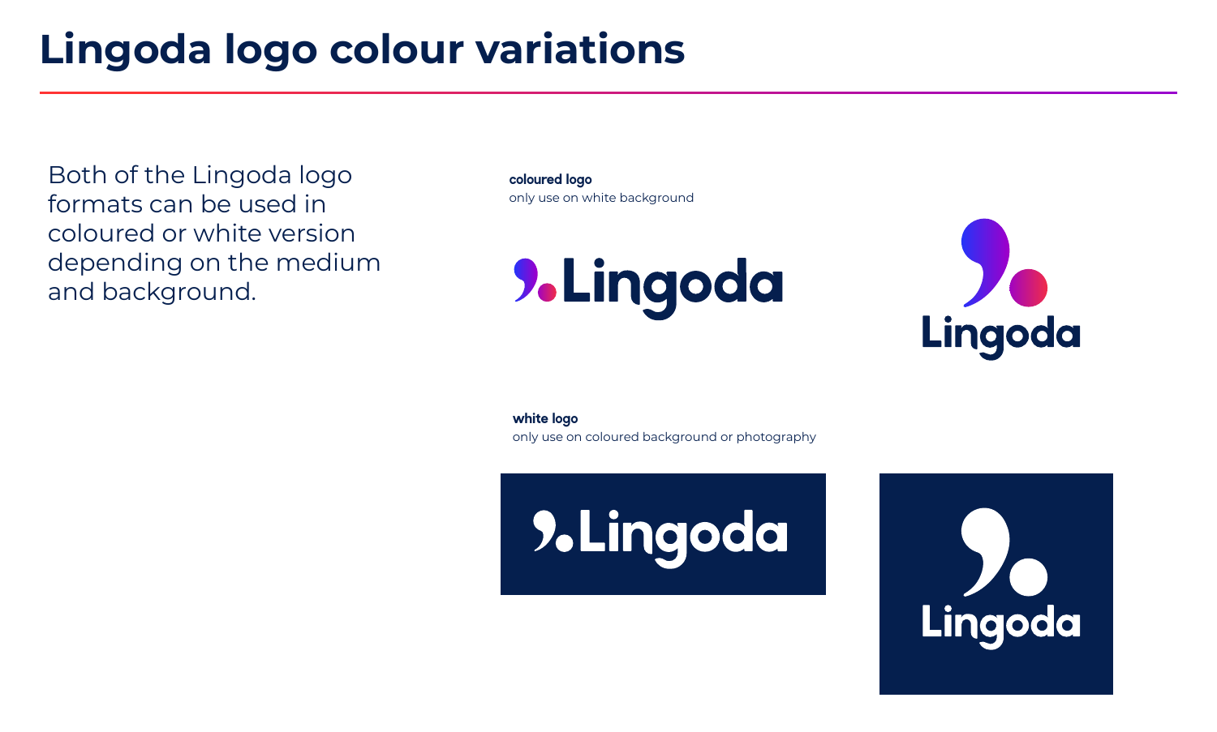# Lingoda logo colour variations

Both of the Lingoda logo formats can be used in coloured or white version depending on the medium and background.

**coloured logo**
only use on white background

Lingoda

Lingoda

**white logo**
only use on coloured background or photography

Lingoda

Lingoda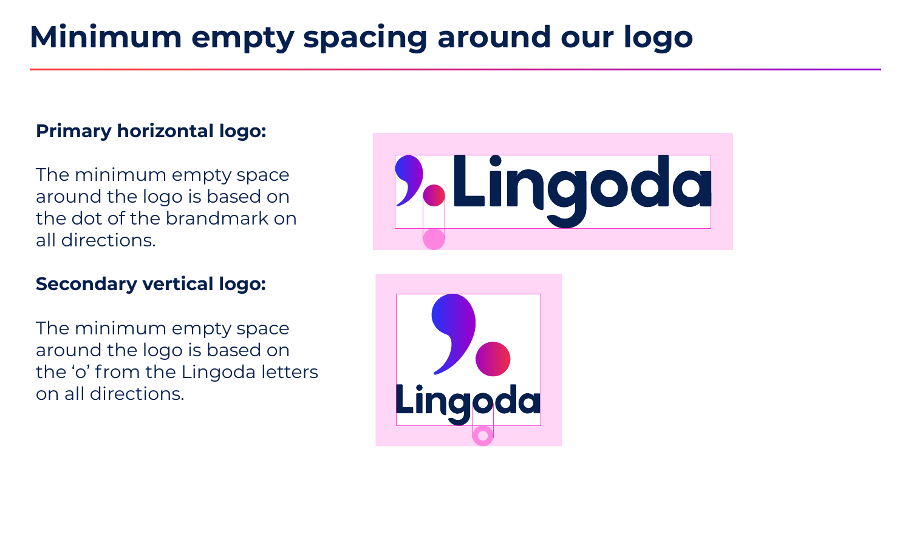# Minimum empty spacing around our logo

**Primary horizontal logo:**

The minimum empty space around the logo is based on the dot of the brandmark on all directions.

**Secondary vertical logo:**

The minimum empty space around the logo is based on the 'o' from the Lingoda letters on all directions.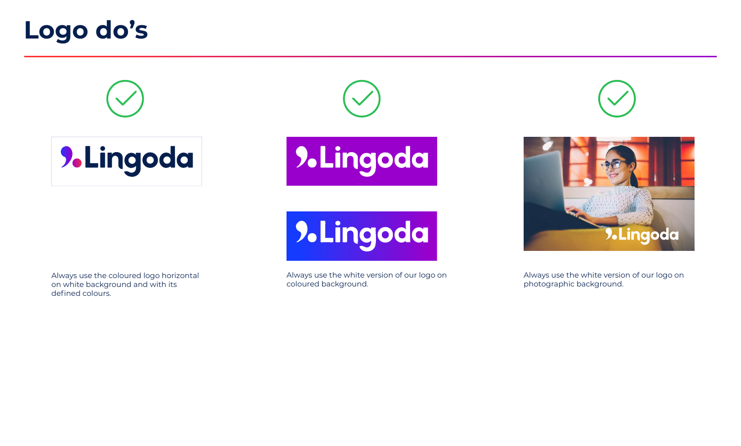# Logo do's

Always use the coloured logo horizontal on white background and with its defined colours.

Always use the white version of our logo on coloured background.

Always use the white version of our logo on photographic background.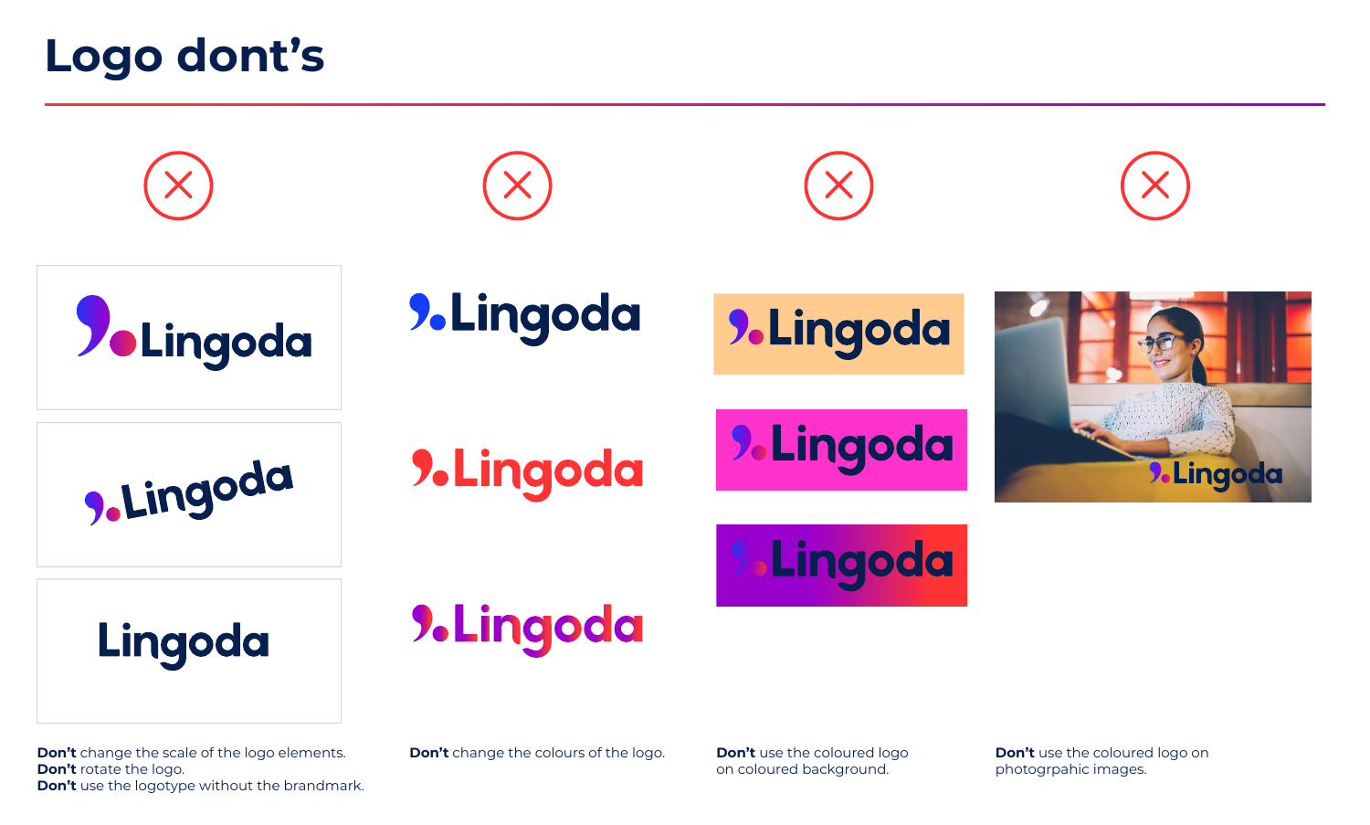# Logo dont's

**Don't** change the scale of the logo elements.
**Don't** rotate the logo.
**Don't** use the logotype without the brandmark.

**Don't** change the colours of the logo.

**Don't** use the coloured logo on coloured background.

**Don't** use the coloured logo on photogrpahic images.